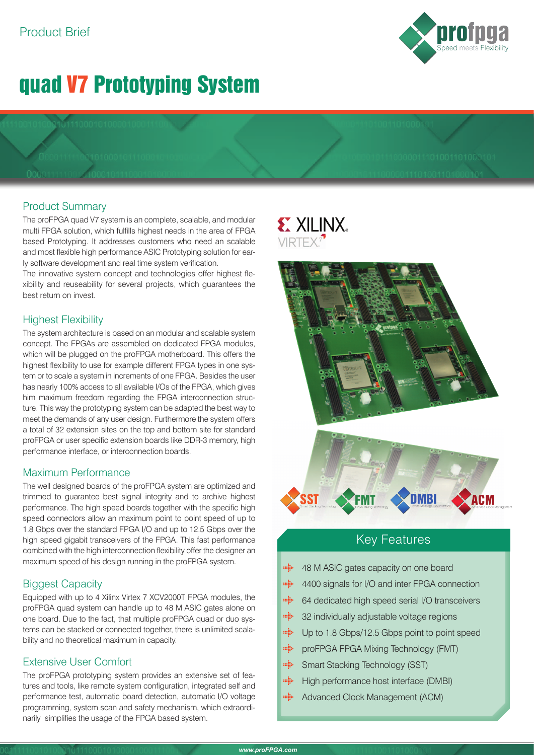Product Brief

# quad V7 Prototyping System

## Product Summary

The proFPGA quad V7 system is an complete, scalable, and modular multi FPGA solution, which fulfills highest needs in the area of FPGA based Prototyping. It addresses customers who need an scalable and most flexible high performance ASIC Prototyping solution for early software development and real time system verification.

The innovative system concept and technologies offer highest flexibility and reuseability for several projects, which guarantees the best return on invest.

## Highest Flexibility

The system architecture is based on an modular and scalable system concept. The FPGAs are assembled on dedicated FPGA modules, which will be plugged on the proFPGA motherboard. This offers the highest flexibility to use for example different FPGA types in one system or to scale a system in increments of one FPGA. Besides the user has nearly 100% access to all available I/Os of the FPGA, which gives him maximum freedom regarding the FPGA interconnection structure. This way the prototyping system can be adapted the best way to meet the demands of any user design. Furthermore the system offers a total of 32 extension sites on the top and bottom site for standard proFPGA or user specific extension boards like DDR-3 memory, high performance interface, or interconnection boards.

## Maximum Performance

The well designed boards of the proFPGA system are optimized and trimmed to guarantee best signal integrity and to archive highest performance. The high speed boards together with the specific high speed connectors allow an maximum point to point speed of up to 1.8 Gbps over the standard FPGA I/O and up to 12.5 Gbps over the high speed gigabit transceivers of the FPGA. This fast performance combined with the high interconnection flexibility offer the designer an maximum speed of his design running in the proFPGA system.

## Biggest Capacity

Equipped with up to 4 Xilinx Virtex 7 XCV2000T FPGA modules, the proFPGA quad system can handle up to 48 M ASIC gates alone on one board. Due to the fact, that multiple proFPGA quad or duo systems can be stacked or connected together, there is unlimited scalability and no theoretical maximum in capacity.

## Extensive User Comfort

The proFPGA prototyping system provides an extensive set of features and tools, like remote system configuration, integrated self and performance test, automatic board detection, automatic I/O voltage programming, system scan and safety mechanism, which extraordinarily simplifies the usage of the FPGA based system.

## Key Features

- 48 M ASIC gates capacity on one board
- 4400 signals for I/O and inter FPGA connection
- 64 dedicated high speed serial I/O transceivers
- 32 individually adjustable voltage regions
- Up to 1.8 Gbps/12.5 Gbps point to point speed
- proFPGA FPGA Mixing Technology (FMT)
- Smart Stacking Technology (SST)
- High performance host interface (DMBI)
- Advanced Clock Management (ACM)

www.proFPGA.com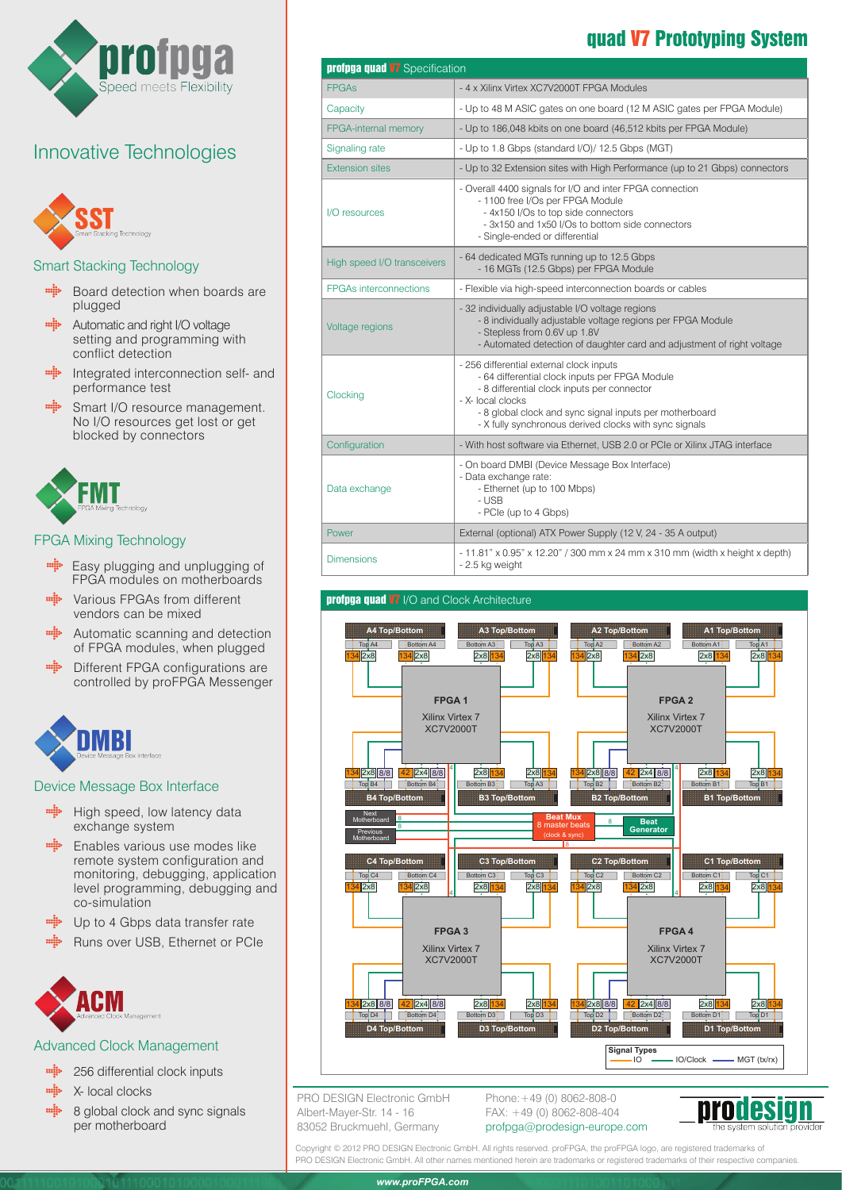# profpga

Speed meets Flexibility

## Innovative Technologies

### SST

Smart Stacking Technology

### Smart Stacking Technology

- Board detection when boards are plugged
- Automatic and right I/O voltage setting and programming with conflict detection
- Integrated interconnection self- and performance test
- Smart I/O resource management. No I/O resources get lost or get blocked by connectors

### FMT

FPGA Mixing Technology

### FPGA Mixing Technology

- Easy plugging and unplugging of FPGA modules on motherboards
- Various FPGAs from different vendors can be mixed
- Automatic scanning and detection of FPGA modules, when plugged
- Different FPGA configurations are controlled by proFPGA Messenger

### DMBI

Device Message Box Interface

### Device Message Box Interface

- High speed, low latency data exchange system
- Enables various use modes like remote system configuration and monitoring, debugging, application level programming, debugging and co-simulation
- Up to 4 Gbps data transfer rate
- Runs over USB, Ethernet or PCIe

### ACM

Advanced Clock Management

### Advanced Clock Management

- 256 differential clock inputs
- X- local clocks
- 8 global clock and sync signals per motherboard

# quad V7 Prototyping System

## profpga quad V7 Specification

| | |
|---|---|
| FPGAs | - 4 x Xilinx Virtex XC7V2000T FPGA Modules |
| Capacity | - Up to 48 M ASIC gates on one board (12 M ASIC gates per FPGA Module) |
| FPGA-internal memory | - Up to 186,048 kbits on one board (46,512 kbits per FPGA Module) |
| Signaling rate | - Up to 1.8 Gbps (standard I/O)/ 12.5 Gbps (MGT) |
| Extension sites | - Up to 32 Extension sites with High Performance (up to 21 Gbps) connectors |
| I/O resources | - Overall 4400 signals for I/O and inter FPGA connection<br>- 1100 free I/Os per FPGA Module<br>- 4x150 I/Os to top side connectors<br>- 3x150 and 1x50 I/Os to bottom side connectors<br>- Single-ended or differential |
| High speed I/O transceivers | - 64 dedicated MGTs running up to 12.5 Gbps<br>- 16 MGTs (12.5 Gbps) per FPGA Module |
| FPGAs interconnections | - Flexible via high-speed interconnection boards or cables |
| Voltage regions | - 32 individually adjustable I/O voltage regions<br>- 8 individually adjustable voltage regions per FPGA Module<br>- Stepless from 0.6V up 1.8V<br>- Automated detection of daughter card and adjustment of right voltage |
| Clocking | - 256 differential external clock inputs<br>- 64 differential clock inputs per FPGA Module<br>- 8 differential clock inputs per connector<br>- X- local clocks<br>- 8 global clock and sync signal inputs per motherboard<br>- X fully synchronous derived clocks with sync signals |
| Configuration | - With host software via Ethernet, USB 2.0 or PCIe or Xilinx JTAG interface |
| Data exchange | - On board DMBI (Device Message Box Interface)<br>- Data exchange rate:<br>- Ethernet (up to 100 Mbps)<br>- USB<br>- PCIe (up to 4 Gbps) |
| Power | External (optional) ATX Power Supply (12 V, 24 - 35 A output) |
| Dimensions | - 11.81" x 0.95" x 12.20" / 300 mm x 24 mm x 310 mm (width x height x depth)<br>- 2.5 kg weight |

## profpga quad V7 I/O and Clock Architecture

A4 Top/Bottom, A3 Top/Bottom, A2 Top/Bottom, A1 Top/Bottom

FPGA 1 Xilinx Virtex 7 XC7V2000T

FPGA 2 Xilinx Virtex 7 XC7V2000T

B4 Top/Bottom, B3 Top/Bottom, B2 Top/Bottom, B1 Top/Bottom

Next Motherboard, Previous Motherboard

Beat Mux 8 master beats (clock & sync)

Beat Generator

C4 Top/Bottom, C3 Top/Bottom, C2 Top/Bottom, C1 Top/Bottom

FPGA 3 Xilinx Virtex 7 XC7V2000T

FPGA 4 Xilinx Virtex 7 XC7V2000T

D4 Top/Bottom, D3 Top/Bottom, D2 Top/Bottom, D1 Top/Bottom

Signal Types: IO, IO/Clock, MGT (tx/rx)

PRO DESIGN Electronic GmbH
Albert-Mayer-Str. 14 - 16
83052 Bruckmuehl, Germany

Phone: +49 (0) 8062-808-0
FAX: +49 (0) 8062-808-404
profpga@prodesign-europe.com

prodesign — the system solution provider

Copyright © 2012 PRO DESIGN Electronic GmbH. All rights reserved. proFPGA, the proFPGA logo, are registered trademarks of PRO DESIGN Electronic GmbH. All other names mentioned herein are trademarks or registered trademarks of their respective companies.

www.proFPGA.com